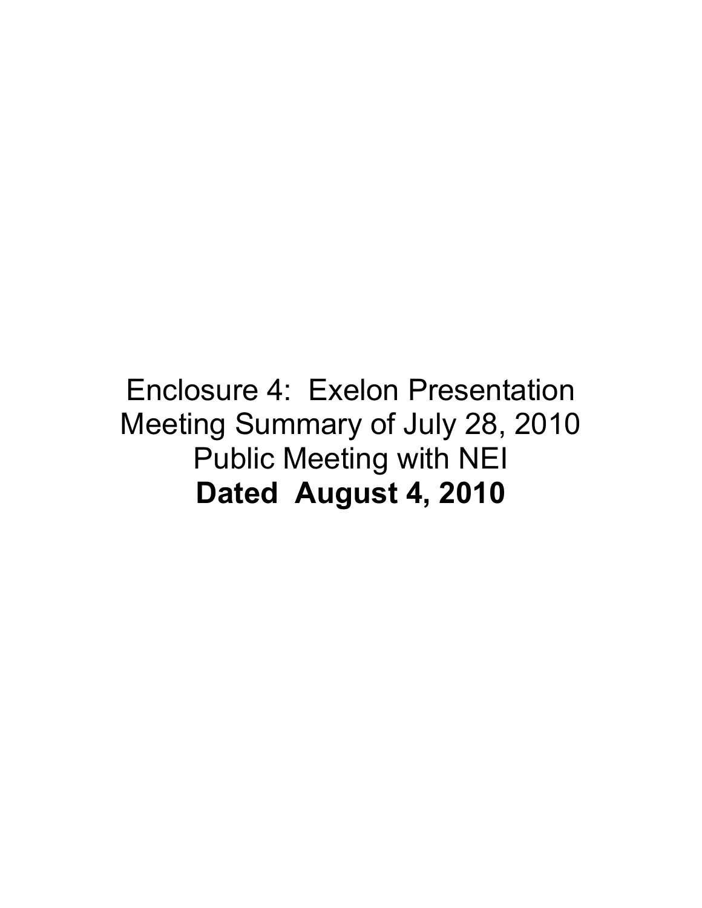Enclosure 4: Exelon Presentation
Meeting Summary of July 28, 2010
Public Meeting with NEI
**Dated August 4, 2010**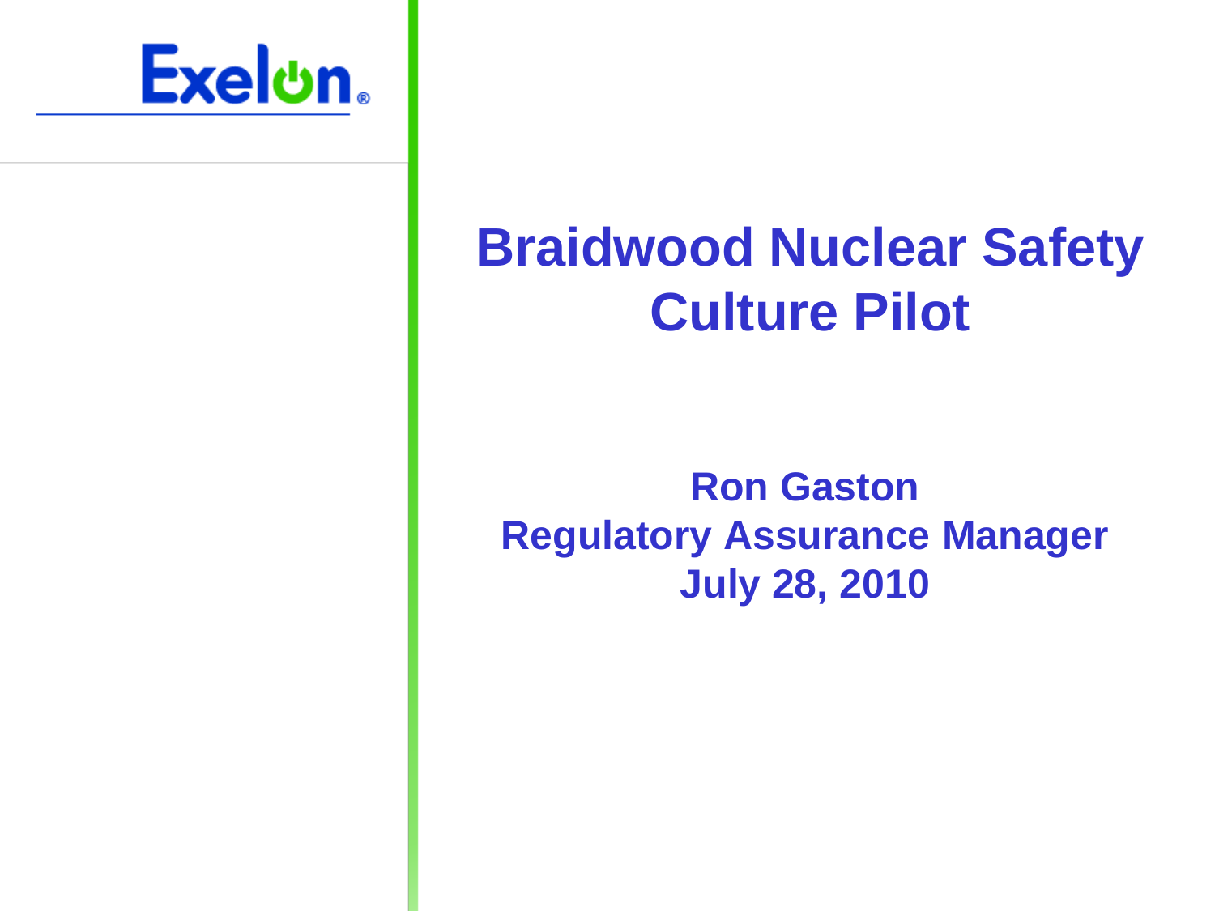Exelon

# Braidwood Nuclear Safety Culture Pilot

**Ron Gaston**
**Regulatory Assurance Manager**
**July 28, 2010**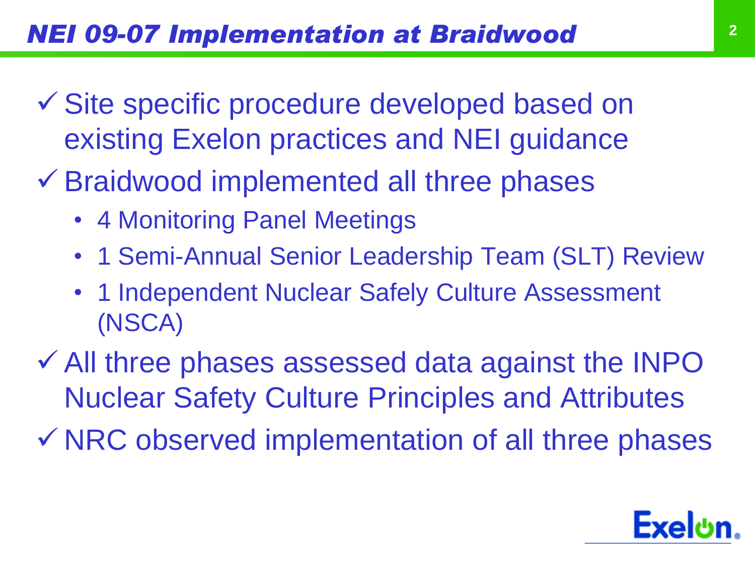## *NEI 09-07 Implementation at Braidwood*

- ✓ Site specific procedure developed based on existing Exelon practices and NEI guidance
- ✓ Braidwood implemented all three phases
  - 4 Monitoring Panel Meetings
  - 1 Semi-Annual Senior Leadership Team (SLT) Review
  - 1 Independent Nuclear Safely Culture Assessment (NSCA)
- ✓ All three phases assessed data against the INPO Nuclear Safety Culture Principles and Attributes
- ✓ NRC observed implementation of all three phases

Exelon.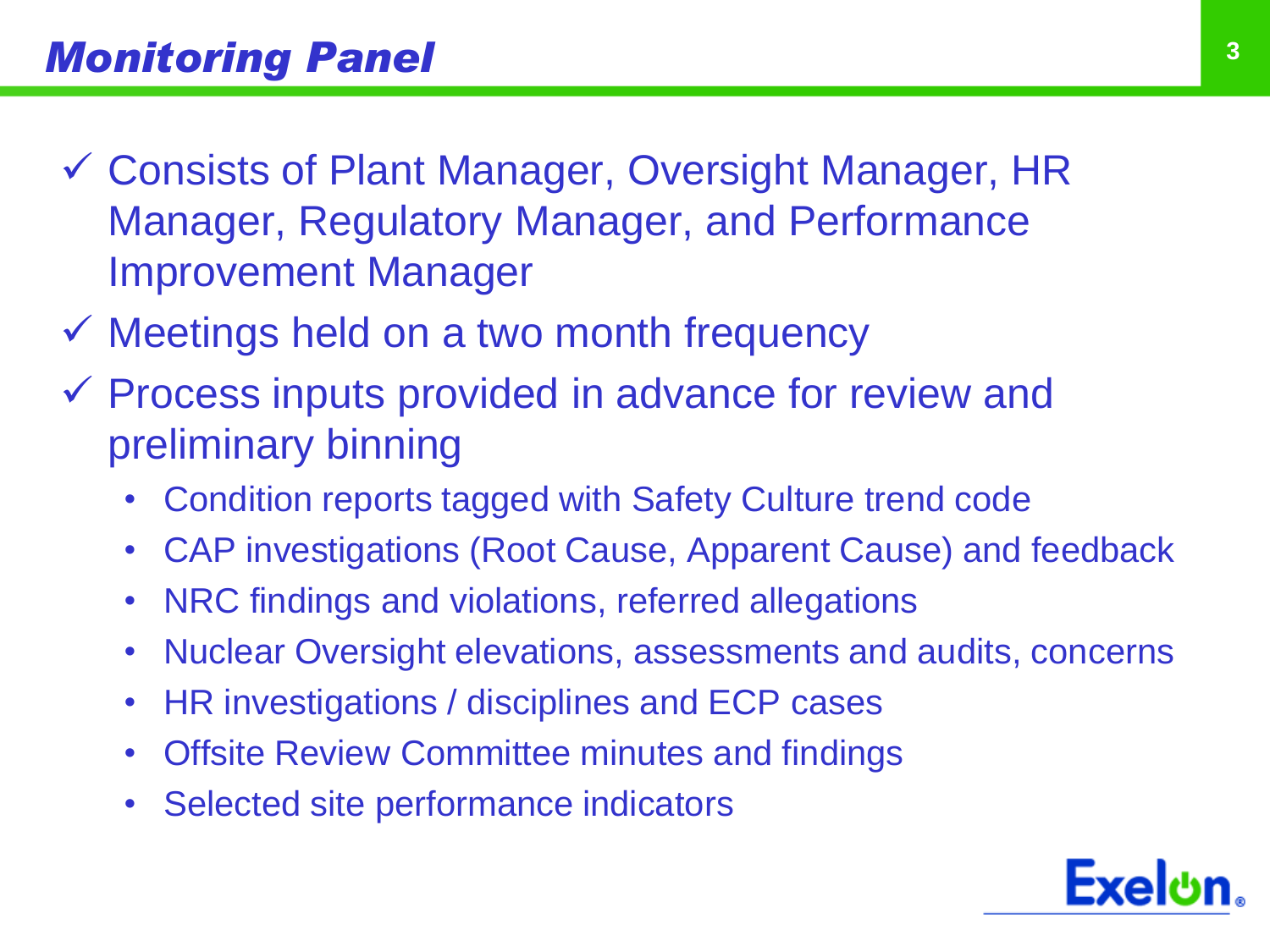# *Monitoring Panel*

- ✓ Consists of Plant Manager, Oversight Manager, HR Manager, Regulatory Manager, and Performance Improvement Manager
- ✓ Meetings held on a two month frequency
- ✓ Process inputs provided in advance for review and preliminary binning
  - Condition reports tagged with Safety Culture trend code
  - CAP investigations (Root Cause, Apparent Cause) and feedback
  - NRC findings and violations, referred allegations
  - Nuclear Oversight elevations, assessments and audits, concerns
  - HR investigations / disciplines and ECP cases
  - Offsite Review Committee minutes and findings
  - Selected site performance indicators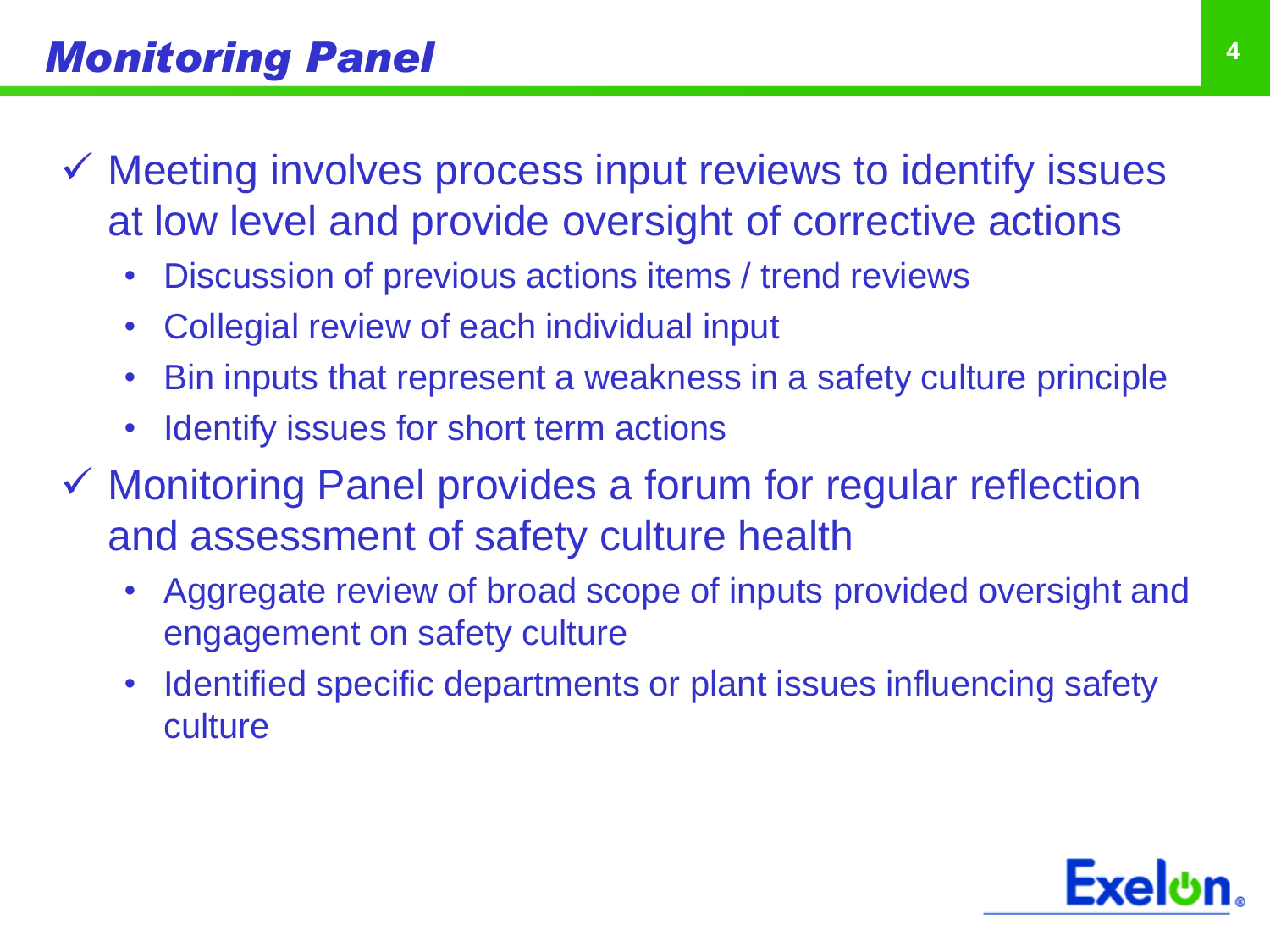# Monitoring Panel

- ✓ Meeting involves process input reviews to identify issues at low level and provide oversight of corrective actions
  - Discussion of previous actions items / trend reviews
  - Collegial review of each individual input
  - Bin inputs that represent a weakness in a safety culture principle
  - Identify issues for short term actions
- ✓ Monitoring Panel provides a forum for regular reflection and assessment of safety culture health
  - Aggregate review of broad scope of inputs provided oversight and engagement on safety culture
  - Identified specific departments or plant issues influencing safety culture

Exelon.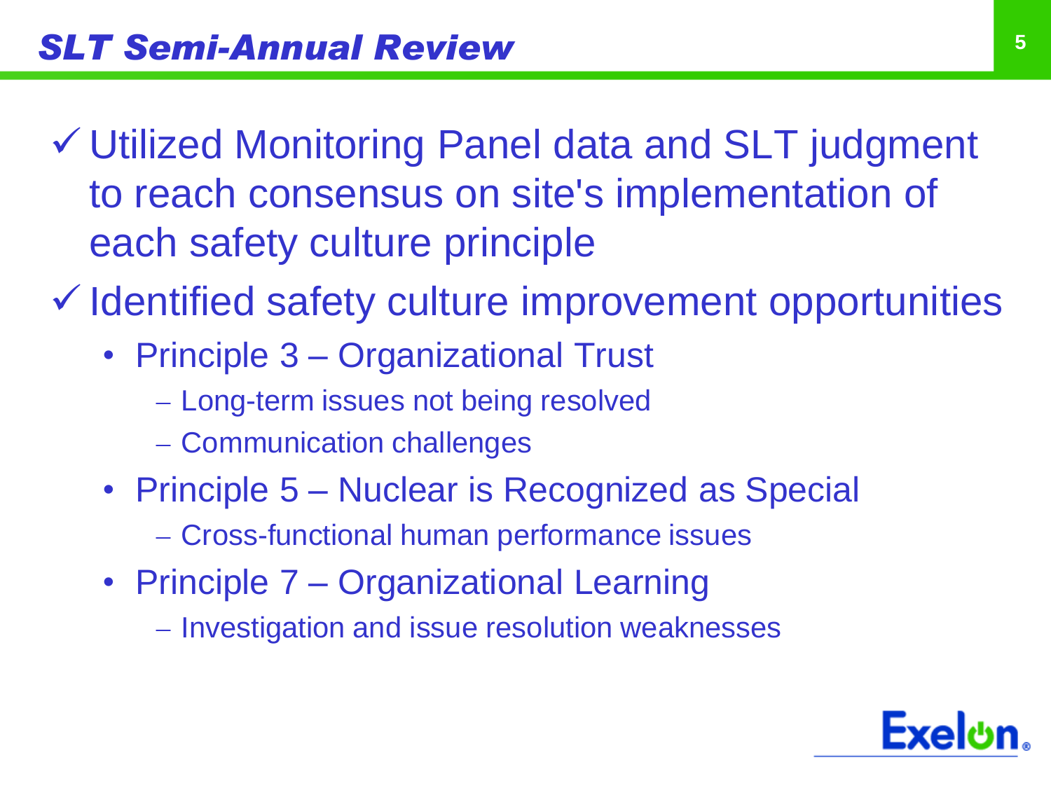## *SLT Semi-Annual Review*

- ✓ Utilized Monitoring Panel data and SLT judgment to reach consensus on site's implementation of each safety culture principle
- ✓ Identified safety culture improvement opportunities
  - Principle 3 – Organizational Trust
    - Long-term issues not being resolved
    - Communication challenges
  - Principle 5 – Nuclear is Recognized as Special
    - Cross-functional human performance issues
  - Principle 7 – Organizational Learning
    - Investigation and issue resolution weaknesses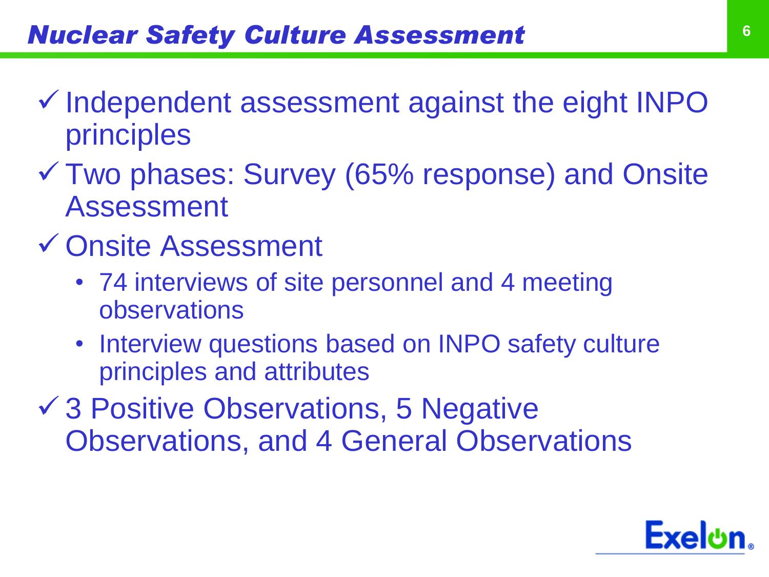# *Nuclear Safety Culture Assessment*

- ✓ Independent assessment against the eight INPO principles
- ✓ Two phases: Survey (65% response) and Onsite Assessment
- ✓ Onsite Assessment
  - 74 interviews of site personnel and 4 meeting observations
  - Interview questions based on INPO safety culture principles and attributes
- ✓ 3 Positive Observations, 5 Negative Observations, and 4 General Observations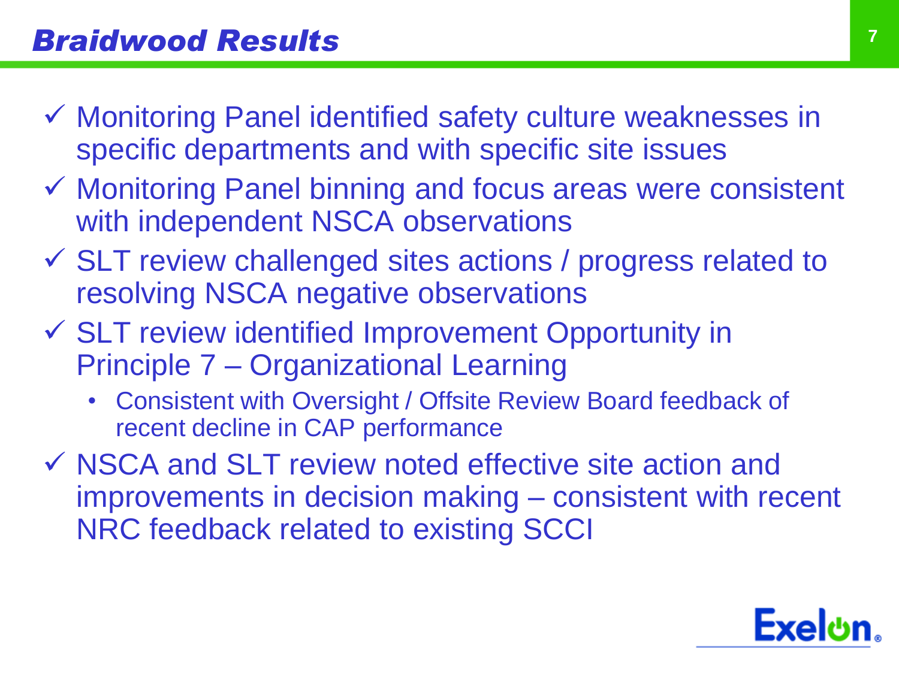## *Braidwood Results*

- ✓ Monitoring Panel identified safety culture weaknesses in specific departments and with specific site issues
- ✓ Monitoring Panel binning and focus areas were consistent with independent NSCA observations
- ✓ SLT review challenged sites actions / progress related to resolving NSCA negative observations
- ✓ SLT review identified Improvement Opportunity in Principle 7 – Organizational Learning
  - Consistent with Oversight / Offsite Review Board feedback of recent decline in CAP performance
- ✓ NSCA and SLT review noted effective site action and improvements in decision making – consistent with recent NRC feedback related to existing SCCI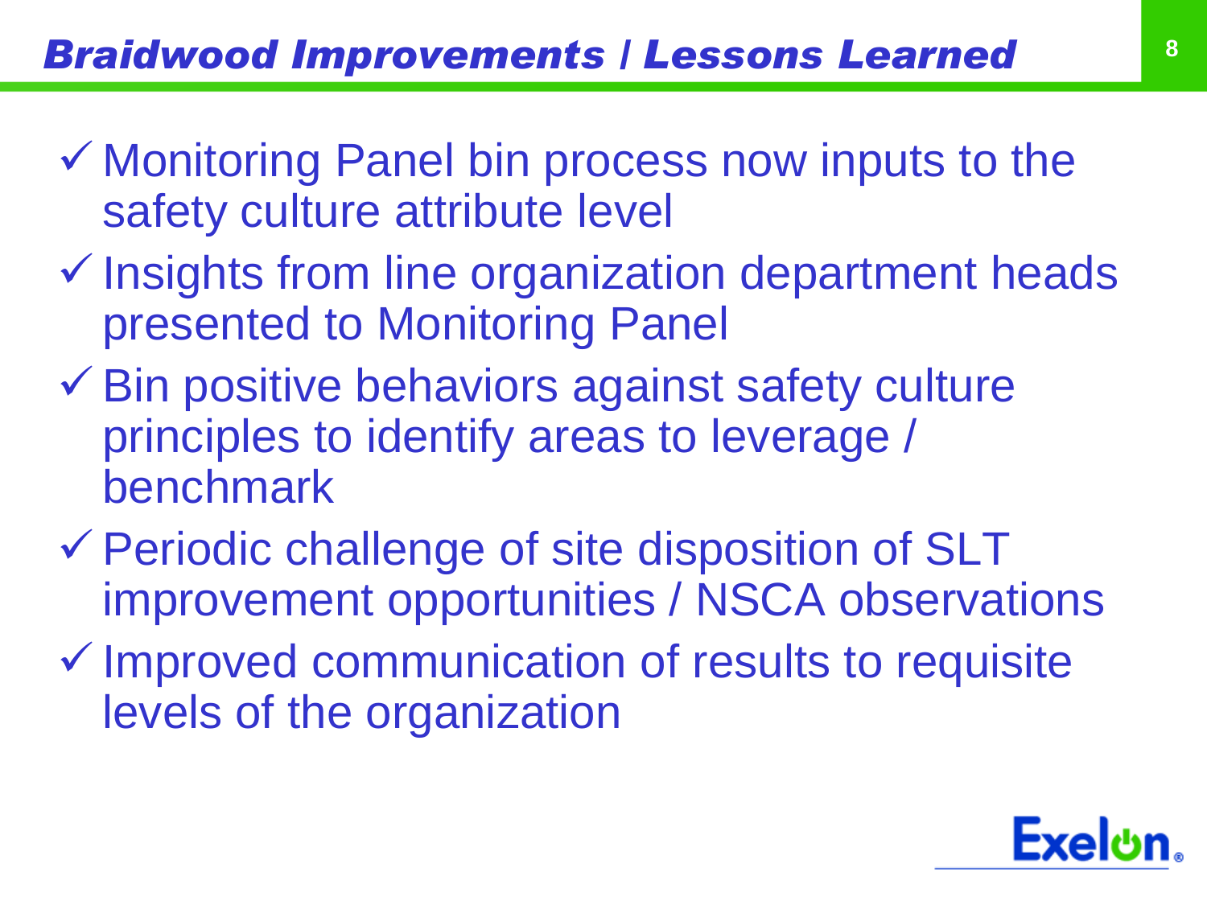## *Braidwood Improvements / Lessons Learned*

- ✓ Monitoring Panel bin process now inputs to the safety culture attribute level
- ✓ Insights from line organization department heads presented to Monitoring Panel
- ✓ Bin positive behaviors against safety culture principles to identify areas to leverage / benchmark
- ✓ Periodic challenge of site disposition of SLT improvement opportunities / NSCA observations
- ✓ Improved communication of results to requisite levels of the organization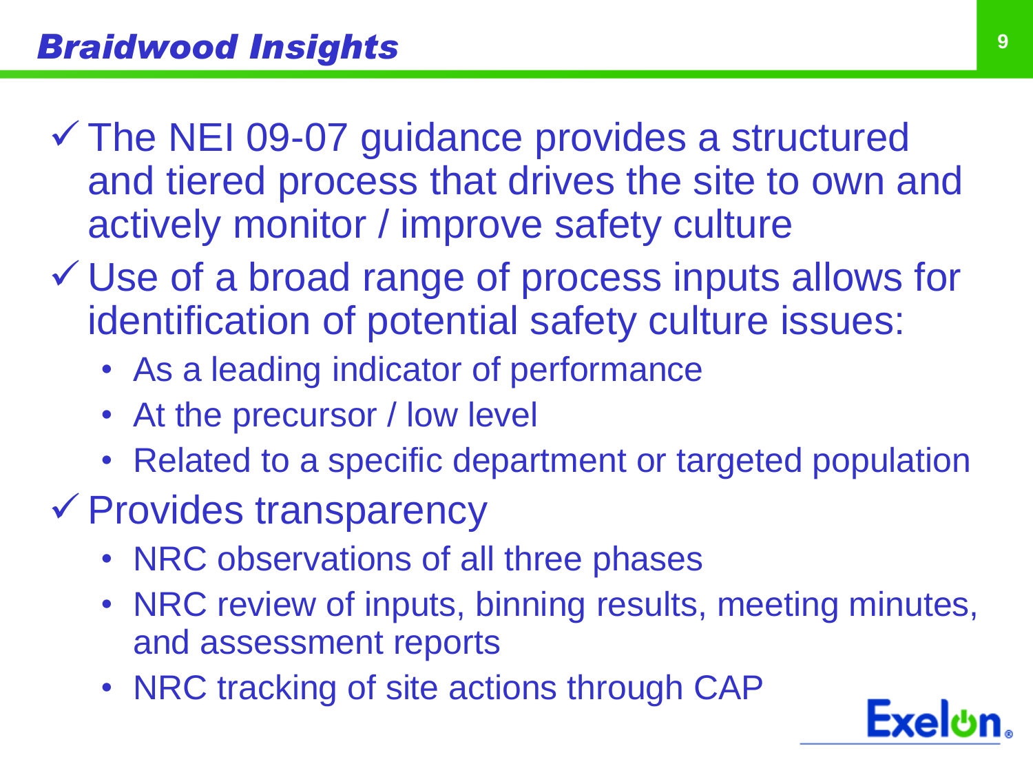## *Braidwood Insights*

- ✓ The NEI 09-07 guidance provides a structured and tiered process that drives the site to own and actively monitor / improve safety culture
- ✓ Use of a broad range of process inputs allows for identification of potential safety culture issues:
  - As a leading indicator of performance
  - At the precursor / low level
  - Related to a specific department or targeted population
- ✓ Provides transparency
  - NRC observations of all three phases
  - NRC review of inputs, binning results, meeting minutes, and assessment reports
  - NRC tracking of site actions through CAP